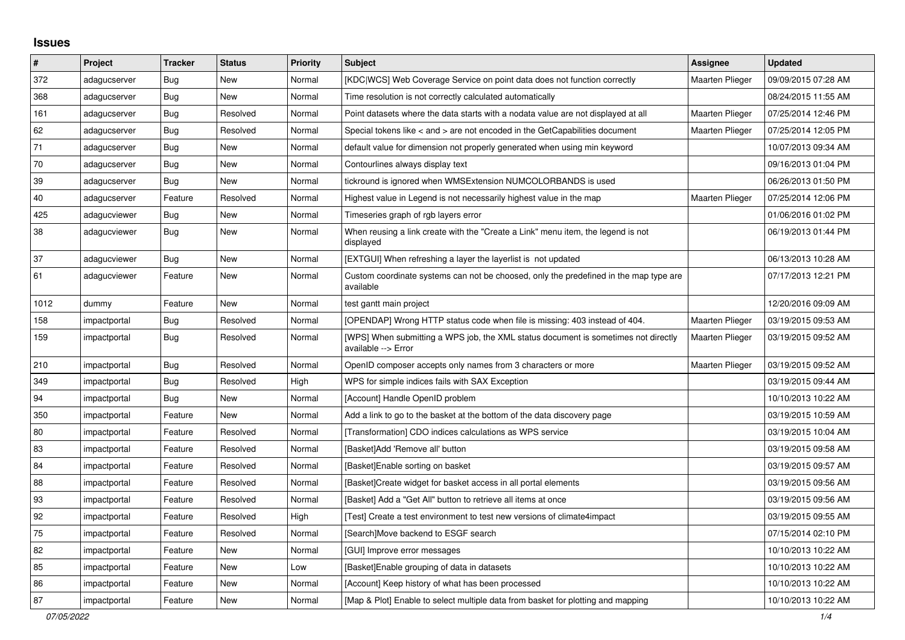## Issues

| # | Project | Tracker | Status | Priority | Subject | Assignee | Updated |
|---|---|---|---|---|---|---|---|
| 372 | adagucserver | Bug | New | Normal | [KDC\|WCS] Web Coverage Service on point data does not function correctly | Maarten Plieger | 09/09/2015 07:28 AM |
| 368 | adagucserver | Bug | New | Normal | Time resolution is not correctly calculated automatically | | 08/24/2015 11:55 AM |
| 161 | adagucserver | Bug | Resolved | Normal | Point datasets where the data starts with a nodata value are not displayed at all | Maarten Plieger | 07/25/2014 12:46 PM |
| 62 | adagucserver | Bug | Resolved | Normal | Special tokens like < and > are not encoded in the GetCapabilities document | Maarten Plieger | 07/25/2014 12:05 PM |
| 71 | adagucserver | Bug | New | Normal | default value for dimension not properly generated when using min keyword | | 10/07/2013 09:34 AM |
| 70 | adagucserver | Bug | New | Normal | Contourlines always display text | | 09/16/2013 01:04 PM |
| 39 | adagucserver | Bug | New | Normal | tickround is ignored when WMSExtension NUMCOLORBANDS is used | | 06/26/2013 01:50 PM |
| 40 | adagucserver | Feature | Resolved | Normal | Highest value in Legend is not necessarily highest value in the map | Maarten Plieger | 07/25/2014 12:06 PM |
| 425 | adagucviewer | Bug | New | Normal | Timeseries graph of rgb layers error | | 01/06/2016 01:02 PM |
| 38 | adagucviewer | Bug | New | Normal | When reusing a link create with the "Create a Link" menu item, the legend is not displayed | | 06/19/2013 01:44 PM |
| 37 | adagucviewer | Bug | New | Normal | [EXTGUI] When refreshing a layer the layerlist is not updated | | 06/13/2013 10:28 AM |
| 61 | adagucviewer | Feature | New | Normal | Custom coordinate systems can not be choosed, only the predefined in the map type are available | | 07/17/2013 12:21 PM |
| 1012 | dummy | Feature | New | Normal | test gantt main project | | 12/20/2016 09:09 AM |
| 158 | impactportal | Bug | Resolved | Normal | [OPENDAP] Wrong HTTP status code when file is missing: 403 instead of 404. | Maarten Plieger | 03/19/2015 09:53 AM |
| 159 | impactportal | Bug | Resolved | Normal | [WPS] When submitting a WPS job, the XML status document is sometimes not directly available --> Error | Maarten Plieger | 03/19/2015 09:52 AM |
| 210 | impactportal | Bug | Resolved | Normal | OpenID composer accepts only names from 3 characters or more | Maarten Plieger | 03/19/2015 09:52 AM |
| 349 | impactportal | Bug | Resolved | High | WPS for simple indices fails with SAX Exception | | 03/19/2015 09:44 AM |
| 94 | impactportal | Bug | New | Normal | [Account] Handle OpenID problem | | 10/10/2013 10:22 AM |
| 350 | impactportal | Feature | New | Normal | Add a link to go to the basket at the bottom of the data discovery page | | 03/19/2015 10:59 AM |
| 80 | impactportal | Feature | Resolved | Normal | [Transformation] CDO indices calculations as WPS service | | 03/19/2015 10:04 AM |
| 83 | impactportal | Feature | Resolved | Normal | [Basket]Add 'Remove all' button | | 03/19/2015 09:58 AM |
| 84 | impactportal | Feature | Resolved | Normal | [Basket]Enable sorting on basket | | 03/19/2015 09:57 AM |
| 88 | impactportal | Feature | Resolved | Normal | [Basket]Create widget for basket access in all portal elements | | 03/19/2015 09:56 AM |
| 93 | impactportal | Feature | Resolved | Normal | [Basket] Add a "Get All" button to retrieve all items at once | | 03/19/2015 09:56 AM |
| 92 | impactportal | Feature | Resolved | High | [Test] Create a test environment to test new versions of climate4impact | | 03/19/2015 09:55 AM |
| 75 | impactportal | Feature | Resolved | Normal | [Search]Move backend to ESGF search | | 07/15/2014 02:10 PM |
| 82 | impactportal | Feature | New | Normal | [GUI] Improve error messages | | 10/10/2013 10:22 AM |
| 85 | impactportal | Feature | New | Low | [Basket]Enable grouping of data in datasets | | 10/10/2013 10:22 AM |
| 86 | impactportal | Feature | New | Normal | [Account] Keep history of what has been processed | | 10/10/2013 10:22 AM |
| 87 | impactportal | Feature | New | Normal | [Map & Plot] Enable to select multiple data from basket for plotting and mapping | | 10/10/2013 10:22 AM |

*07/05/2022*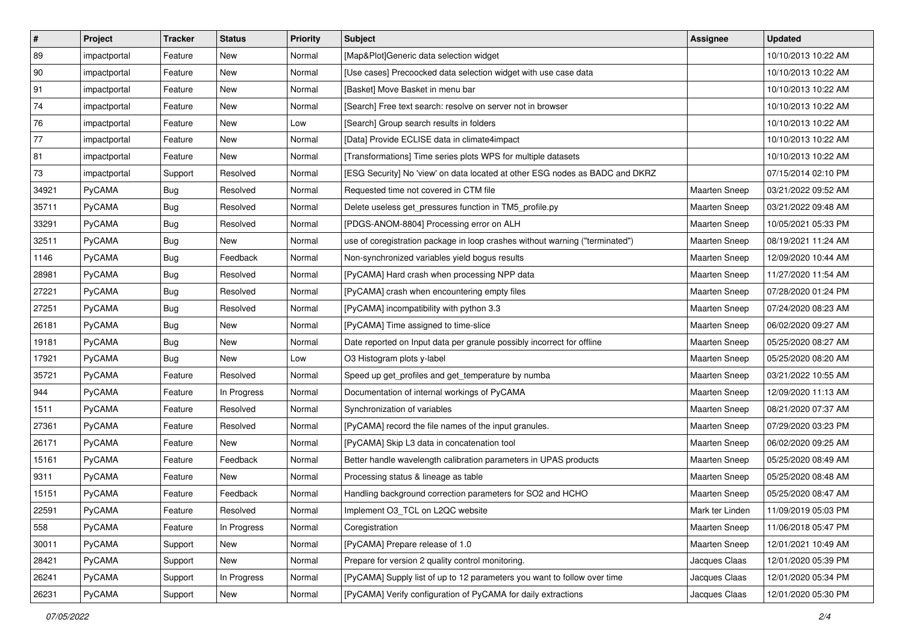| # | Project | Tracker | Status | Priority | Subject | Assignee | Updated |
|---|---|---|---|---|---|---|---|
| 89 | impactportal | Feature | New | Normal | [Map&Plot]Generic data selection widget | | 10/10/2013 10:22 AM |
| 90 | impactportal | Feature | New | Normal | [Use cases] Precoocked data selection widget with use case data | | 10/10/2013 10:22 AM |
| 91 | impactportal | Feature | New | Normal | [Basket] Move Basket in menu bar | | 10/10/2013 10:22 AM |
| 74 | impactportal | Feature | New | Normal | [Search] Free text search: resolve on server not in browser | | 10/10/2013 10:22 AM |
| 76 | impactportal | Feature | New | Low | [Search] Group search results in folders | | 10/10/2013 10:22 AM |
| 77 | impactportal | Feature | New | Normal | [Data] Provide ECLISE data in climate4impact | | 10/10/2013 10:22 AM |
| 81 | impactportal | Feature | New | Normal | [Transformations] Time series plots WPS for multiple datasets | | 10/10/2013 10:22 AM |
| 73 | impactportal | Support | Resolved | Normal | [ESG Security] No 'view' on data located at other ESG nodes as BADC and DKRZ | | 07/15/2014 02:10 PM |
| 34921 | PyCAMA | Bug | Resolved | Normal | Requested time not covered in CTM file | Maarten Sneep | 03/21/2022 09:52 AM |
| 35711 | PyCAMA | Bug | Resolved | Normal | Delete useless get_pressures function in TM5_profile.py | Maarten Sneep | 03/21/2022 09:48 AM |
| 33291 | PyCAMA | Bug | Resolved | Normal | [PDGS-ANOM-8804] Processing error on ALH | Maarten Sneep | 10/05/2021 05:33 PM |
| 32511 | PyCAMA | Bug | New | Normal | use of coregistration package in loop crashes without warning ("terminated") | Maarten Sneep | 08/19/2021 11:24 AM |
| 1146 | PyCAMA | Bug | Feedback | Normal | Non-synchronized variables yield bogus results | Maarten Sneep | 12/09/2020 10:44 AM |
| 28981 | PyCAMA | Bug | Resolved | Normal | [PyCAMA] Hard crash when processing NPP data | Maarten Sneep | 11/27/2020 11:54 AM |
| 27221 | PyCAMA | Bug | Resolved | Normal | [PyCAMA] crash when encountering empty files | Maarten Sneep | 07/28/2020 01:24 PM |
| 27251 | PyCAMA | Bug | Resolved | Normal | [PyCAMA] incompatibility with python 3.3 | Maarten Sneep | 07/24/2020 08:23 AM |
| 26181 | PyCAMA | Bug | New | Normal | [PyCAMA] Time assigned to time-slice | Maarten Sneep | 06/02/2020 09:27 AM |
| 19181 | PyCAMA | Bug | New | Normal | Date reported on Input data per granule possibly incorrect for offline | Maarten Sneep | 05/25/2020 08:27 AM |
| 17921 | PyCAMA | Bug | New | Low | O3 Histogram plots y-label | Maarten Sneep | 05/25/2020 08:20 AM |
| 35721 | PyCAMA | Feature | Resolved | Normal | Speed up get_profiles and get_temperature by numba | Maarten Sneep | 03/21/2022 10:55 AM |
| 944 | PyCAMA | Feature | In Progress | Normal | Documentation of internal workings of PyCAMA | Maarten Sneep | 12/09/2020 11:13 AM |
| 1511 | PyCAMA | Feature | Resolved | Normal | Synchronization of variables | Maarten Sneep | 08/21/2020 07:37 AM |
| 27361 | PyCAMA | Feature | Resolved | Normal | [PyCAMA] record the file names of the input granules. | Maarten Sneep | 07/29/2020 03:23 PM |
| 26171 | PyCAMA | Feature | New | Normal | [PyCAMA] Skip L3 data in concatenation tool | Maarten Sneep | 06/02/2020 09:25 AM |
| 15161 | PyCAMA | Feature | Feedback | Normal | Better handle wavelength calibration parameters in UPAS products | Maarten Sneep | 05/25/2020 08:49 AM |
| 9311 | PyCAMA | Feature | New | Normal | Processing status & lineage as table | Maarten Sneep | 05/25/2020 08:48 AM |
| 15151 | PyCAMA | Feature | Feedback | Normal | Handling background correction parameters for SO2 and HCHO | Maarten Sneep | 05/25/2020 08:47 AM |
| 22591 | PyCAMA | Feature | Resolved | Normal | Implement O3_TCL on L2QC website | Mark ter Linden | 11/09/2019 05:03 PM |
| 558 | PyCAMA | Feature | In Progress | Normal | Coregistration | Maarten Sneep | 11/06/2018 05:47 PM |
| 30011 | PyCAMA | Support | New | Normal | [PyCAMA] Prepare release of 1.0 | Maarten Sneep | 12/01/2021 10:49 AM |
| 28421 | PyCAMA | Support | New | Normal | Prepare for version 2 quality control monitoring. | Jacques Claas | 12/01/2020 05:39 PM |
| 26241 | PyCAMA | Support | In Progress | Normal | [PyCAMA] Supply list of up to 12 parameters you want to follow over time | Jacques Claas | 12/01/2020 05:34 PM |
| 26231 | PyCAMA | Support | New | Normal | [PyCAMA] Verify configuration of PyCAMA for daily extractions | Jacques Claas | 12/01/2020 05:30 PM |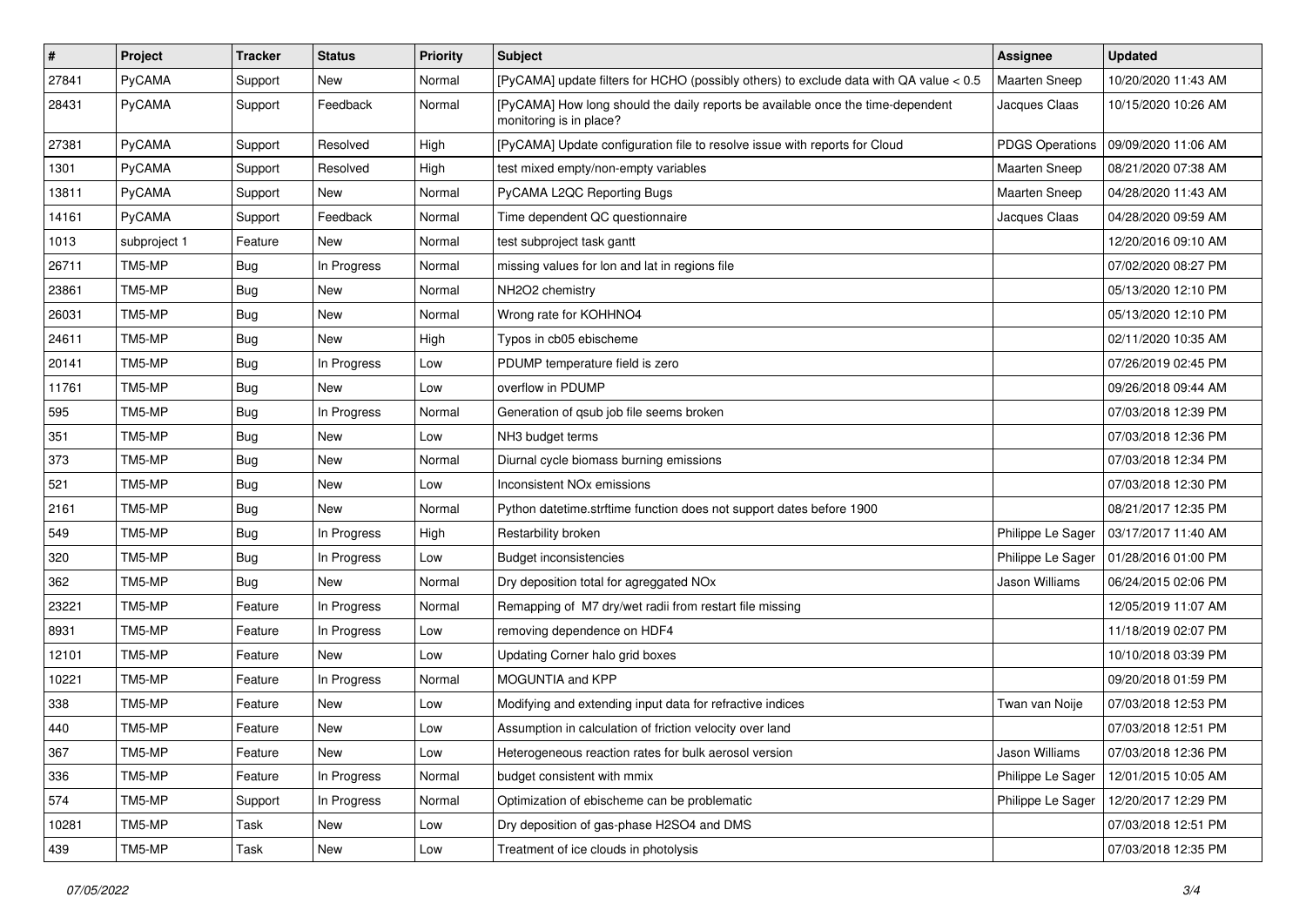| # | Project | Tracker | Status | Priority | Subject | Assignee | Updated |
|---|---|---|---|---|---|---|---|
| 27841 | PyCAMA | Support | New | Normal | [PyCAMA] update filters for HCHO (possibly others) to exclude data with QA value < 0.5 | Maarten Sneep | 10/20/2020 11:43 AM |
| 28431 | PyCAMA | Support | Feedback | Normal | [PyCAMA] How long should the daily reports be available once the time-dependent monitoring is in place? | Jacques Claas | 10/15/2020 10:26 AM |
| 27381 | PyCAMA | Support | Resolved | High | [PyCAMA] Update configuration file to resolve issue with reports for Cloud | PDGS Operations | 09/09/2020 11:06 AM |
| 1301 | PyCAMA | Support | Resolved | High | test mixed empty/non-empty variables | Maarten Sneep | 08/21/2020 07:38 AM |
| 13811 | PyCAMA | Support | New | Normal | PyCAMA L2QC Reporting Bugs | Maarten Sneep | 04/28/2020 11:43 AM |
| 14161 | PyCAMA | Support | Feedback | Normal | Time dependent QC questionnaire | Jacques Claas | 04/28/2020 09:59 AM |
| 1013 | subproject 1 | Feature | New | Normal | test subproject task gantt | | 12/20/2016 09:10 AM |
| 26711 | TM5-MP | Bug | In Progress | Normal | missing values for lon and lat in regions file | | 07/02/2020 08:27 PM |
| 23861 | TM5-MP | Bug | New | Normal | NH2O2 chemistry | | 05/13/2020 12:10 PM |
| 26031 | TM5-MP | Bug | New | Normal | Wrong rate for KOHHNO4 | | 05/13/2020 12:10 PM |
| 24611 | TM5-MP | Bug | New | High | Typos in cb05 ebischeme | | 02/11/2020 10:35 AM |
| 20141 | TM5-MP | Bug | In Progress | Low | PDUMP temperature field is zero | | 07/26/2019 02:45 PM |
| 11761 | TM5-MP | Bug | New | Low | overflow in PDUMP | | 09/26/2018 09:44 AM |
| 595 | TM5-MP | Bug | In Progress | Normal | Generation of qsub job file seems broken | | 07/03/2018 12:39 PM |
| 351 | TM5-MP | Bug | New | Low | NH3 budget terms | | 07/03/2018 12:36 PM |
| 373 | TM5-MP | Bug | New | Normal | Diurnal cycle biomass burning emissions | | 07/03/2018 12:34 PM |
| 521 | TM5-MP | Bug | New | Low | Inconsistent NOx emissions | | 07/03/2018 12:30 PM |
| 2161 | TM5-MP | Bug | New | Normal | Python datetime.strftime function does not support dates before 1900 | | 08/21/2017 12:35 PM |
| 549 | TM5-MP | Bug | In Progress | High | Restarbility broken | Philippe Le Sager | 03/17/2017 11:40 AM |
| 320 | TM5-MP | Bug | In Progress | Low | Budget inconsistencies | Philippe Le Sager | 01/28/2016 01:00 PM |
| 362 | TM5-MP | Bug | New | Normal | Dry deposition total for agreggated NOx | Jason Williams | 06/24/2015 02:06 PM |
| 23221 | TM5-MP | Feature | In Progress | Normal | Remapping of M7 dry/wet radii from restart file missing | | 12/05/2019 11:07 AM |
| 8931 | TM5-MP | Feature | In Progress | Low | removing dependence on HDF4 | | 11/18/2019 02:07 PM |
| 12101 | TM5-MP | Feature | New | Low | Updating Corner halo grid boxes | | 10/10/2018 03:39 PM |
| 10221 | TM5-MP | Feature | In Progress | Normal | MOGUNTIA and KPP | | 09/20/2018 01:59 PM |
| 338 | TM5-MP | Feature | New | Low | Modifying and extending input data for refractive indices | Twan van Noije | 07/03/2018 12:53 PM |
| 440 | TM5-MP | Feature | New | Low | Assumption in calculation of friction velocity over land | | 07/03/2018 12:51 PM |
| 367 | TM5-MP | Feature | New | Low | Heterogeneous reaction rates for bulk aerosol version | Jason Williams | 07/03/2018 12:36 PM |
| 336 | TM5-MP | Feature | In Progress | Normal | budget consistent with mmix | Philippe Le Sager | 12/01/2015 10:05 AM |
| 574 | TM5-MP | Support | In Progress | Normal | Optimization of ebischeme can be problematic | Philippe Le Sager | 12/20/2017 12:29 PM |
| 10281 | TM5-MP | Task | New | Low | Dry deposition of gas-phase H2SO4 and DMS | | 07/03/2018 12:51 PM |
| 439 | TM5-MP | Task | New | Low | Treatment of ice clouds in photolysis | | 07/03/2018 12:35 PM |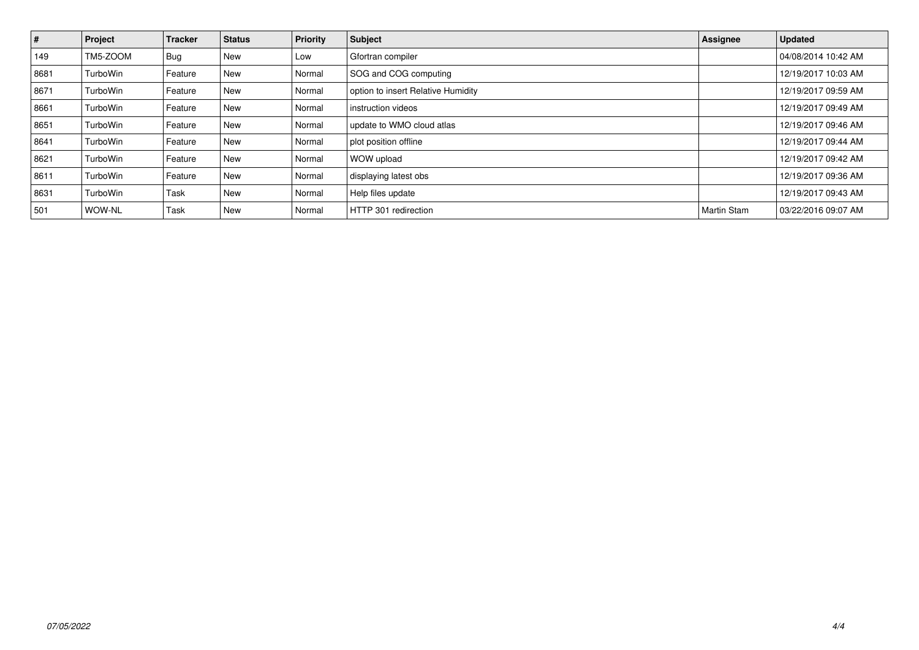| # | Project | Tracker | Status | Priority | Subject | Assignee | Updated |
|---|---|---|---|---|---|---|---|
| 149 | TM5-ZOOM | Bug | New | Low | Gfortran compiler | | 04/08/2014 10:42 AM |
| 8681 | TurboWin | Feature | New | Normal | SOG and COG computing | | 12/19/2017 10:03 AM |
| 8671 | TurboWin | Feature | New | Normal | option to insert Relative Humidity | | 12/19/2017 09:59 AM |
| 8661 | TurboWin | Feature | New | Normal | instruction videos | | 12/19/2017 09:49 AM |
| 8651 | TurboWin | Feature | New | Normal | update to WMO cloud atlas | | 12/19/2017 09:46 AM |
| 8641 | TurboWin | Feature | New | Normal | plot position offline | | 12/19/2017 09:44 AM |
| 8621 | TurboWin | Feature | New | Normal | WOW upload | | 12/19/2017 09:42 AM |
| 8611 | TurboWin | Feature | New | Normal | displaying latest obs | | 12/19/2017 09:36 AM |
| 8631 | TurboWin | Task | New | Normal | Help files update | | 12/19/2017 09:43 AM |
| 501 | WOW-NL | Task | New | Normal | HTTP 301 redirection | Martin Stam | 03/22/2016 09:07 AM |

*07/05/2022*